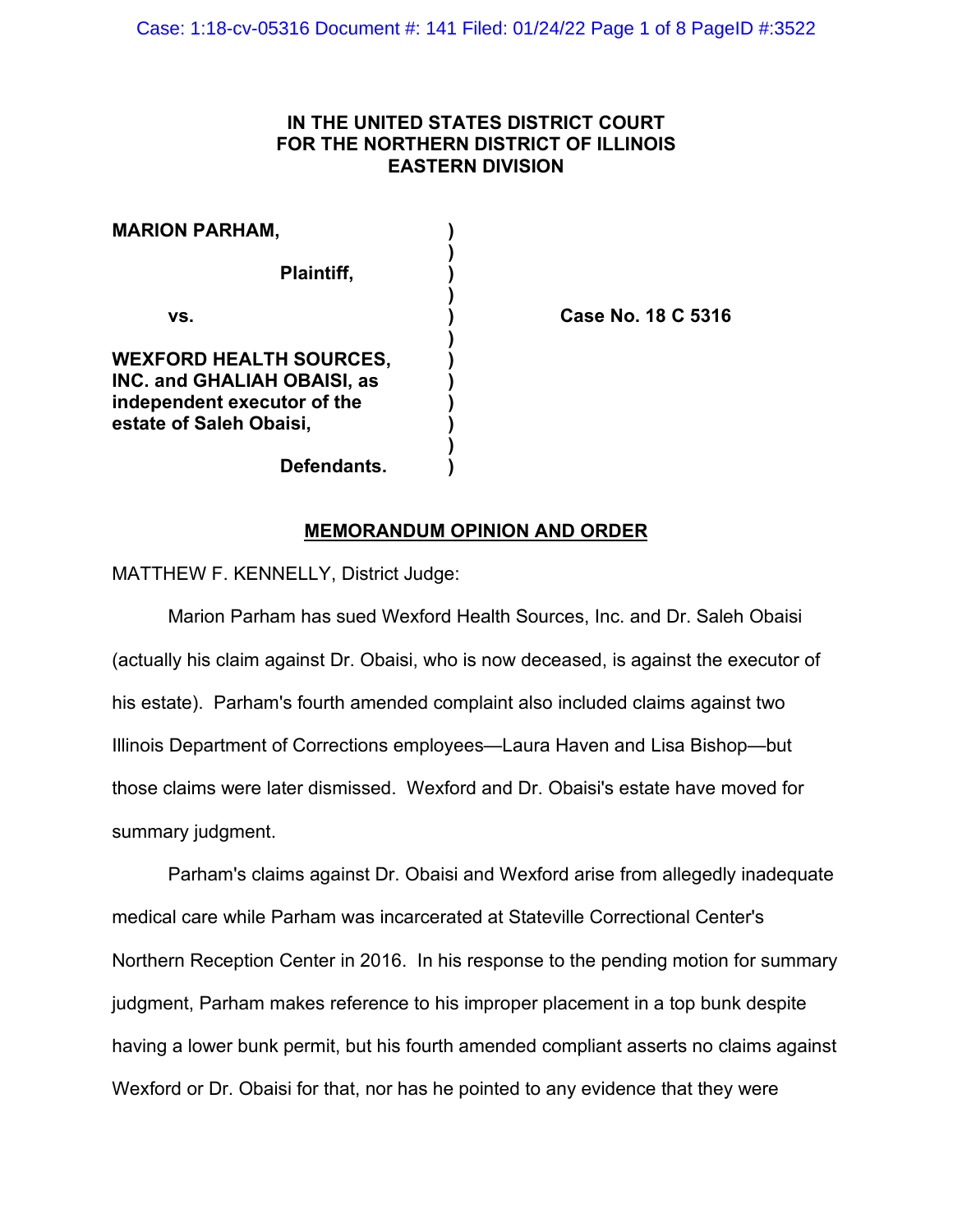**IN THE UNITED STATES DISTRICT COURT**
**FOR THE NORTHERN DISTRICT OF ILLINOIS**
**EASTERN DIVISION**

| | | |
|---|---|---|
| **MARION PARHAM,** | ) | |
| | ) | |
| **Plaintiff,** | ) | |
| | ) | |
| **vs.** | ) | **Case No. 18 C 5316** |
| | ) | |
| **WEXFORD HEALTH SOURCES, INC. and GHALIAH OBAISI, as independent executor of the estate of Saleh Obaisi,** | ) | |
| | ) | |
| **Defendants.** | ) | |

## MEMORANDUM OPINION AND ORDER

MATTHEW F. KENNELLY, District Judge:

Marion Parham has sued Wexford Health Sources, Inc. and Dr. Saleh Obaisi (actually his claim against Dr. Obaisi, who is now deceased, is against the executor of his estate). Parham's fourth amended complaint also included claims against two Illinois Department of Corrections employees—Laura Haven and Lisa Bishop—but those claims were later dismissed. Wexford and Dr. Obaisi's estate have moved for summary judgment.

Parham's claims against Dr. Obaisi and Wexford arise from allegedly inadequate medical care while Parham was incarcerated at Stateville Correctional Center's Northern Reception Center in 2016. In his response to the pending motion for summary judgment, Parham makes reference to his improper placement in a top bunk despite having a lower bunk permit, but his fourth amended compliant asserts no claims against Wexford or Dr. Obaisi for that, nor has he pointed to any evidence that they were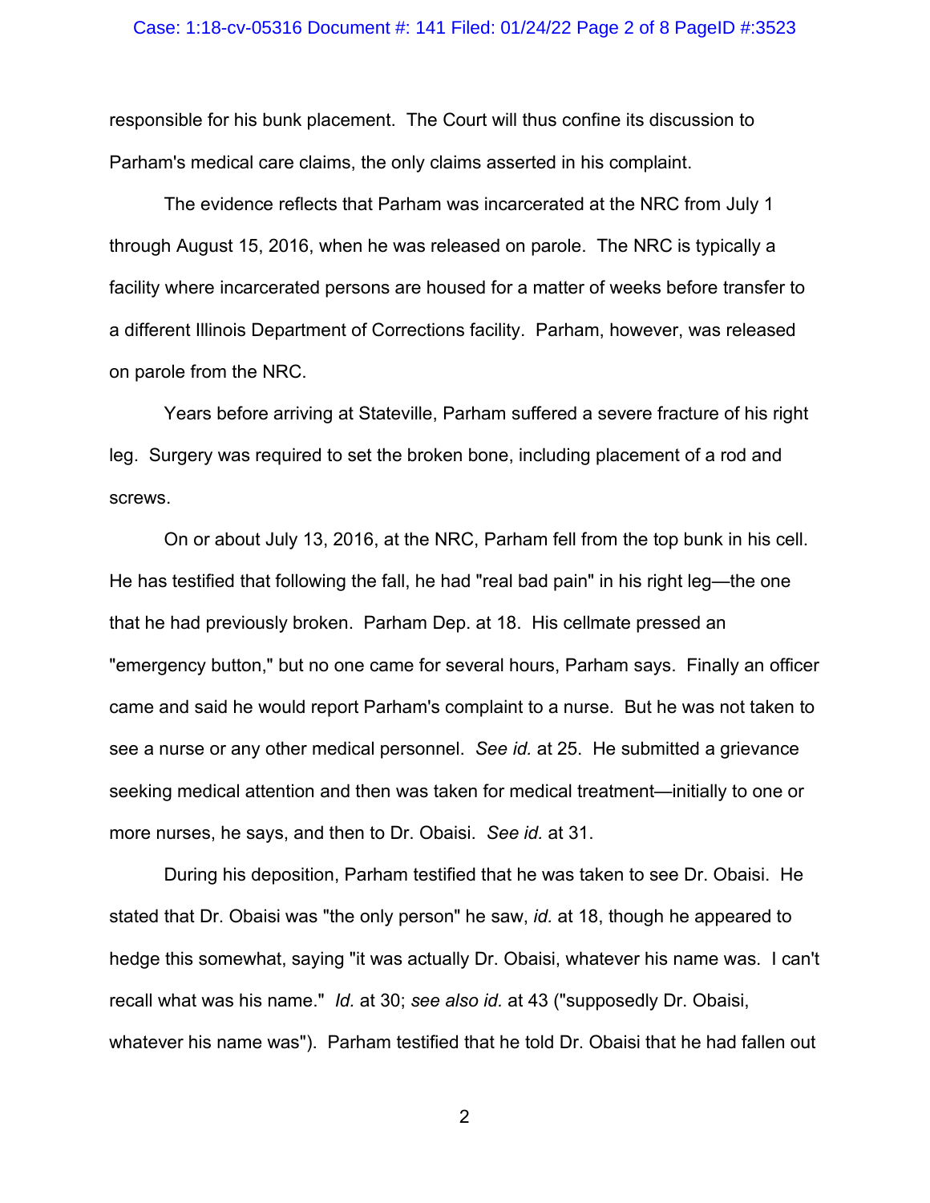responsible for his bunk placement. The Court will thus confine its discussion to Parham's medical care claims, the only claims asserted in his complaint.

The evidence reflects that Parham was incarcerated at the NRC from July 1 through August 15, 2016, when he was released on parole. The NRC is typically a facility where incarcerated persons are housed for a matter of weeks before transfer to a different Illinois Department of Corrections facility. Parham, however, was released on parole from the NRC.

Years before arriving at Stateville, Parham suffered a severe fracture of his right leg. Surgery was required to set the broken bone, including placement of a rod and screws.

On or about July 13, 2016, at the NRC, Parham fell from the top bunk in his cell. He has testified that following the fall, he had "real bad pain" in his right leg—the one that he had previously broken. Parham Dep. at 18. His cellmate pressed an "emergency button," but no one came for several hours, Parham says. Finally an officer came and said he would report Parham's complaint to a nurse. But he was not taken to see a nurse or any other medical personnel. *See id.* at 25. He submitted a grievance seeking medical attention and then was taken for medical treatment—initially to one or more nurses, he says, and then to Dr. Obaisi. *See id.* at 31.

During his deposition, Parham testified that he was taken to see Dr. Obaisi. He stated that Dr. Obaisi was "the only person" he saw, *id.* at 18, though he appeared to hedge this somewhat, saying "it was actually Dr. Obaisi, whatever his name was. I can't recall what was his name." *Id.* at 30; *see also id.* at 43 ("supposedly Dr. Obaisi, whatever his name was"). Parham testified that he told Dr. Obaisi that he had fallen out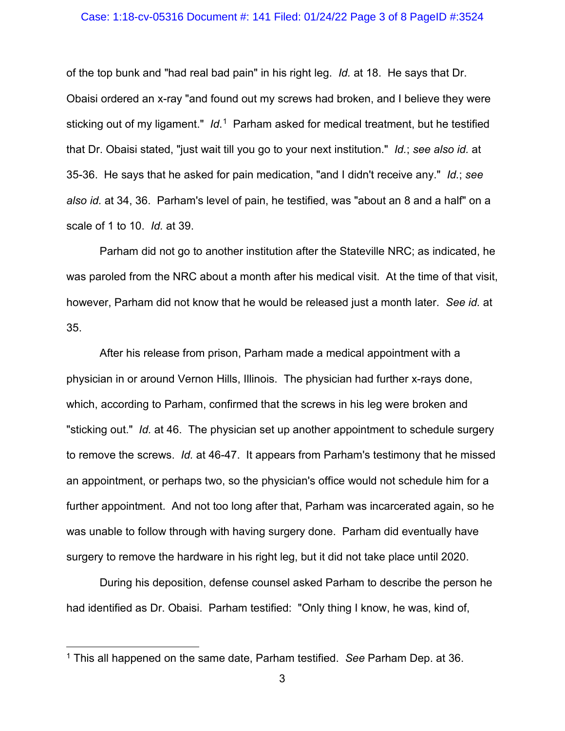of the top bunk and "had real bad pain" in his right leg. *Id.* at 18. He says that Dr. Obaisi ordered an x-ray "and found out my screws had broken, and I believe they were sticking out of my ligament." *Id.*[1] Parham asked for medical treatment, but he testified that Dr. Obaisi stated, "just wait till you go to your next institution." *Id.*; *see also id.* at 35-36. He says that he asked for pain medication, "and I didn't receive any." *Id.*; *see also id.* at 34, 36. Parham's level of pain, he testified, was "about an 8 and a half" on a scale of 1 to 10. *Id.* at 39.

Parham did not go to another institution after the Stateville NRC; as indicated, he was paroled from the NRC about a month after his medical visit. At the time of that visit, however, Parham did not know that he would be released just a month later. *See id.* at 35.

After his release from prison, Parham made a medical appointment with a physician in or around Vernon Hills, Illinois. The physician had further x-rays done, which, according to Parham, confirmed that the screws in his leg were broken and "sticking out." *Id.* at 46. The physician set up another appointment to schedule surgery to remove the screws. *Id.* at 46-47. It appears from Parham's testimony that he missed an appointment, or perhaps two, so the physician's office would not schedule him for a further appointment. And not too long after that, Parham was incarcerated again, so he was unable to follow through with having surgery done. Parham did eventually have surgery to remove the hardware in his right leg, but it did not take place until 2020.

During his deposition, defense counsel asked Parham to describe the person he had identified as Dr. Obaisi. Parham testified: "Only thing I know, he was, kind of,

---

[1] This all happened on the same date, Parham testified. *See* Parham Dep. at 36.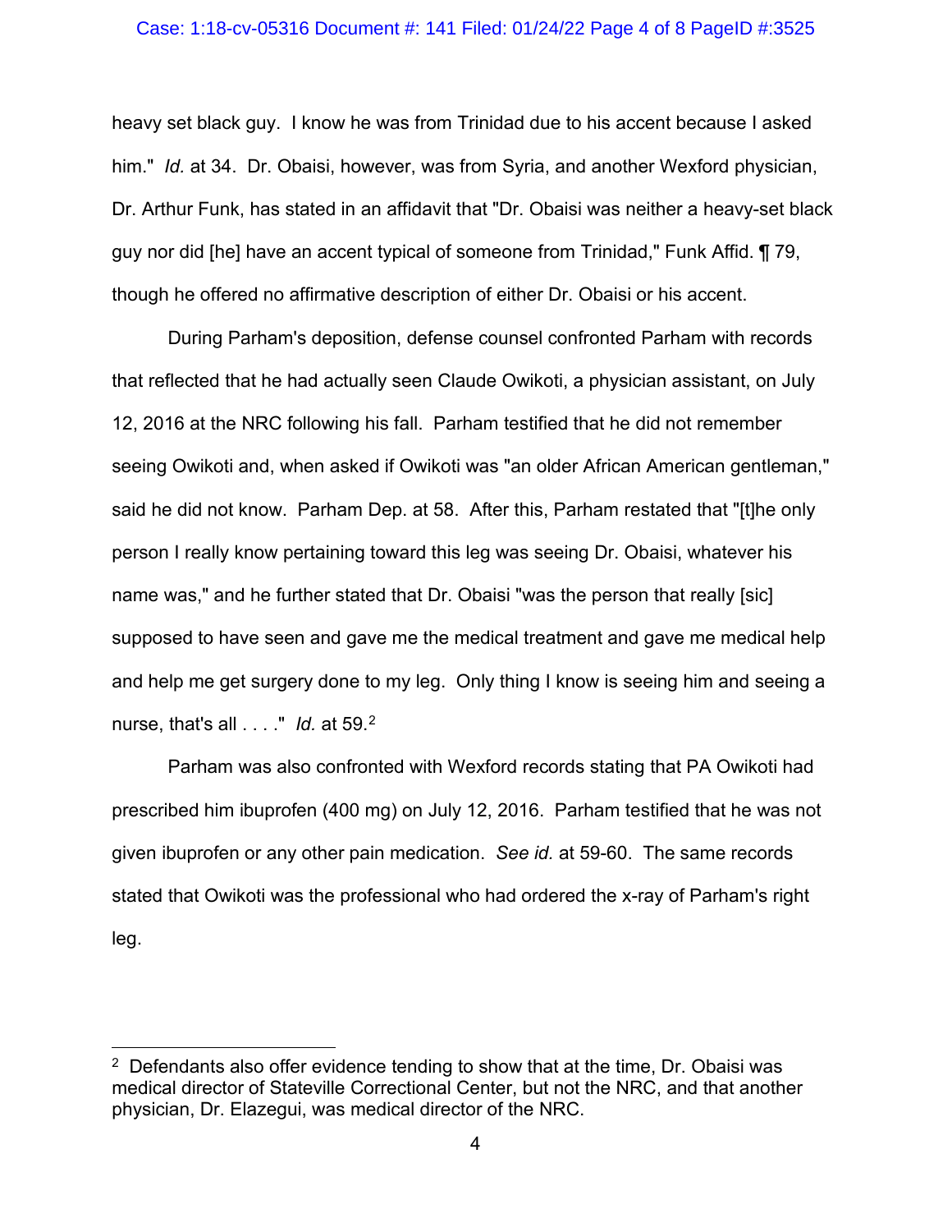heavy set black guy. I know he was from Trinidad due to his accent because I asked him." *Id.* at 34. Dr. Obaisi, however, was from Syria, and another Wexford physician, Dr. Arthur Funk, has stated in an affidavit that "Dr. Obaisi was neither a heavy-set black guy nor did [he] have an accent typical of someone from Trinidad," Funk Affid. ¶ 79, though he offered no affirmative description of either Dr. Obaisi or his accent.

During Parham's deposition, defense counsel confronted Parham with records that reflected that he had actually seen Claude Owikoti, a physician assistant, on July 12, 2016 at the NRC following his fall. Parham testified that he did not remember seeing Owikoti and, when asked if Owikoti was "an older African American gentleman," said he did not know. Parham Dep. at 58. After this, Parham restated that "[t]he only person I really know pertaining toward this leg was seeing Dr. Obaisi, whatever his name was," and he further stated that Dr. Obaisi "was the person that really [sic] supposed to have seen and gave me the medical treatment and gave me medical help and help me get surgery done to my leg. Only thing I know is seeing him and seeing a nurse, that's all . . . ." *Id.* at 59.[2]

Parham was also confronted with Wexford records stating that PA Owikoti had prescribed him ibuprofen (400 mg) on July 12, 2016. Parham testified that he was not given ibuprofen or any other pain medication. *See id.* at 59-60. The same records stated that Owikoti was the professional who had ordered the x-ray of Parham's right leg.

---

[2] Defendants also offer evidence tending to show that at the time, Dr. Obaisi was medical director of Stateville Correctional Center, but not the NRC, and that another physician, Dr. Elazegui, was medical director of the NRC.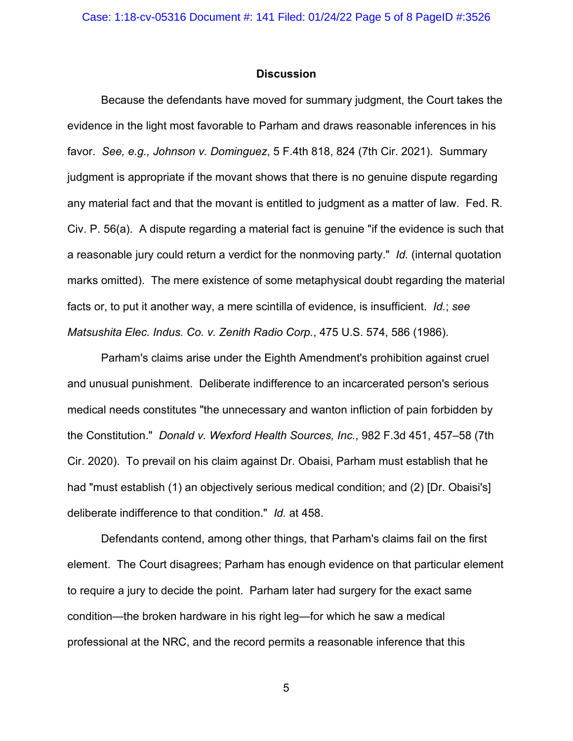## Discussion

Because the defendants have moved for summary judgment, the Court takes the evidence in the light most favorable to Parham and draws reasonable inferences in his favor. *See, e.g., Johnson v. Dominguez*, 5 F.4th 818, 824 (7th Cir. 2021). Summary judgment is appropriate if the movant shows that there is no genuine dispute regarding any material fact and that the movant is entitled to judgment as a matter of law. Fed. R. Civ. P. 56(a). A dispute regarding a material fact is genuine "if the evidence is such that a reasonable jury could return a verdict for the nonmoving party." *Id.* (internal quotation marks omitted). The mere existence of some metaphysical doubt regarding the material facts or, to put it another way, a mere scintilla of evidence, is insufficient. *Id.*; *see Matsushita Elec. Indus. Co. v. Zenith Radio Corp.*, 475 U.S. 574, 586 (1986).

Parham's claims arise under the Eighth Amendment's prohibition against cruel and unusual punishment. Deliberate indifference to an incarcerated person's serious medical needs constitutes "the unnecessary and wanton infliction of pain forbidden by the Constitution." *Donald v. Wexford Health Sources, Inc.*, 982 F.3d 451, 457–58 (7th Cir. 2020). To prevail on his claim against Dr. Obaisi, Parham must establish that he had "must establish (1) an objectively serious medical condition; and (2) [Dr. Obaisi's] deliberate indifference to that condition." *Id.* at 458.

Defendants contend, among other things, that Parham's claims fail on the first element. The Court disagrees; Parham has enough evidence on that particular element to require a jury to decide the point. Parham later had surgery for the exact same condition—the broken hardware in his right leg—for which he saw a medical professional at the NRC, and the record permits a reasonable inference that this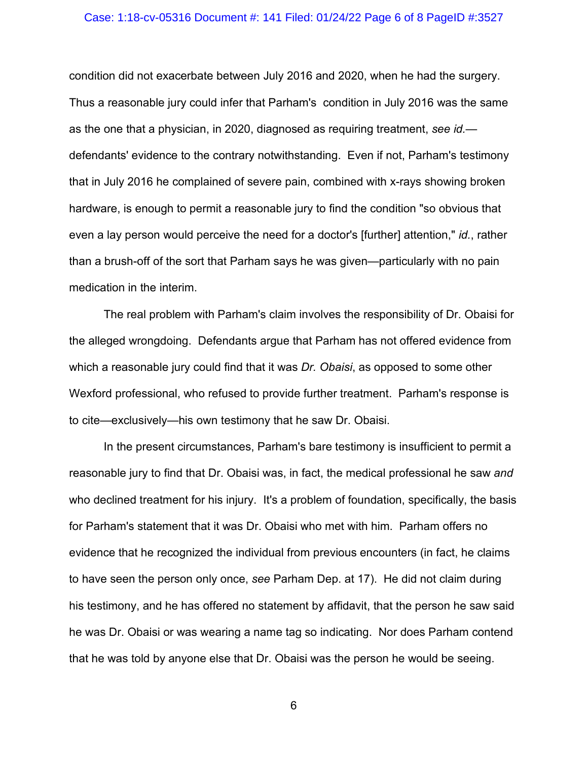condition did not exacerbate between July 2016 and 2020, when he had the surgery. Thus a reasonable jury could infer that Parham's condition in July 2016 was the same as the one that a physician, in 2020, diagnosed as requiring treatment, *see id.*—defendants' evidence to the contrary notwithstanding. Even if not, Parham's testimony that in July 2016 he complained of severe pain, combined with x-rays showing broken hardware, is enough to permit a reasonable jury to find the condition "so obvious that even a lay person would perceive the need for a doctor's [further] attention," *id.*, rather than a brush-off of the sort that Parham says he was given—particularly with no pain medication in the interim.

The real problem with Parham's claim involves the responsibility of Dr. Obaisi for the alleged wrongdoing. Defendants argue that Parham has not offered evidence from which a reasonable jury could find that it was *Dr. Obaisi*, as opposed to some other Wexford professional, who refused to provide further treatment. Parham's response is to cite—exclusively—his own testimony that he saw Dr. Obaisi.

In the present circumstances, Parham's bare testimony is insufficient to permit a reasonable jury to find that Dr. Obaisi was, in fact, the medical professional he saw *and* who declined treatment for his injury. It's a problem of foundation, specifically, the basis for Parham's statement that it was Dr. Obaisi who met with him. Parham offers no evidence that he recognized the individual from previous encounters (in fact, he claims to have seen the person only once, *see* Parham Dep. at 17). He did not claim during his testimony, and he has offered no statement by affidavit, that the person he saw said he was Dr. Obaisi or was wearing a name tag so indicating. Nor does Parham contend that he was told by anyone else that Dr. Obaisi was the person he would be seeing.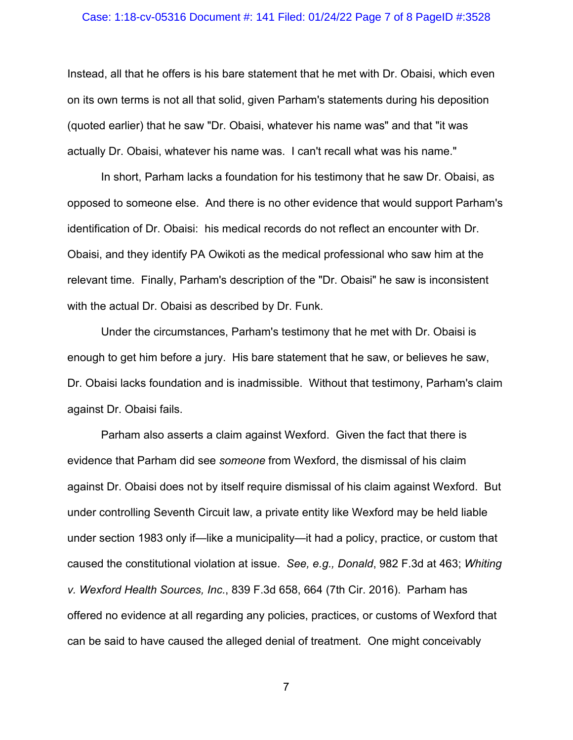Instead, all that he offers is his bare statement that he met with Dr. Obaisi, which even on its own terms is not all that solid, given Parham's statements during his deposition (quoted earlier) that he saw "Dr. Obaisi, whatever his name was" and that "it was actually Dr. Obaisi, whatever his name was. I can't recall what was his name."

In short, Parham lacks a foundation for his testimony that he saw Dr. Obaisi, as opposed to someone else. And there is no other evidence that would support Parham's identification of Dr. Obaisi: his medical records do not reflect an encounter with Dr. Obaisi, and they identify PA Owikoti as the medical professional who saw him at the relevant time. Finally, Parham's description of the "Dr. Obaisi" he saw is inconsistent with the actual Dr. Obaisi as described by Dr. Funk.

Under the circumstances, Parham's testimony that he met with Dr. Obaisi is enough to get him before a jury. His bare statement that he saw, or believes he saw, Dr. Obaisi lacks foundation and is inadmissible. Without that testimony, Parham's claim against Dr. Obaisi fails.

Parham also asserts a claim against Wexford. Given the fact that there is evidence that Parham did see *someone* from Wexford, the dismissal of his claim against Dr. Obaisi does not by itself require dismissal of his claim against Wexford. But under controlling Seventh Circuit law, a private entity like Wexford may be held liable under section 1983 only if—like a municipality—it had a policy, practice, or custom that caused the constitutional violation at issue. *See, e.g., Donald*, 982 F.3d at 463; *Whiting v. Wexford Health Sources, Inc.*, 839 F.3d 658, 664 (7th Cir. 2016). Parham has offered no evidence at all regarding any policies, practices, or customs of Wexford that can be said to have caused the alleged denial of treatment. One might conceivably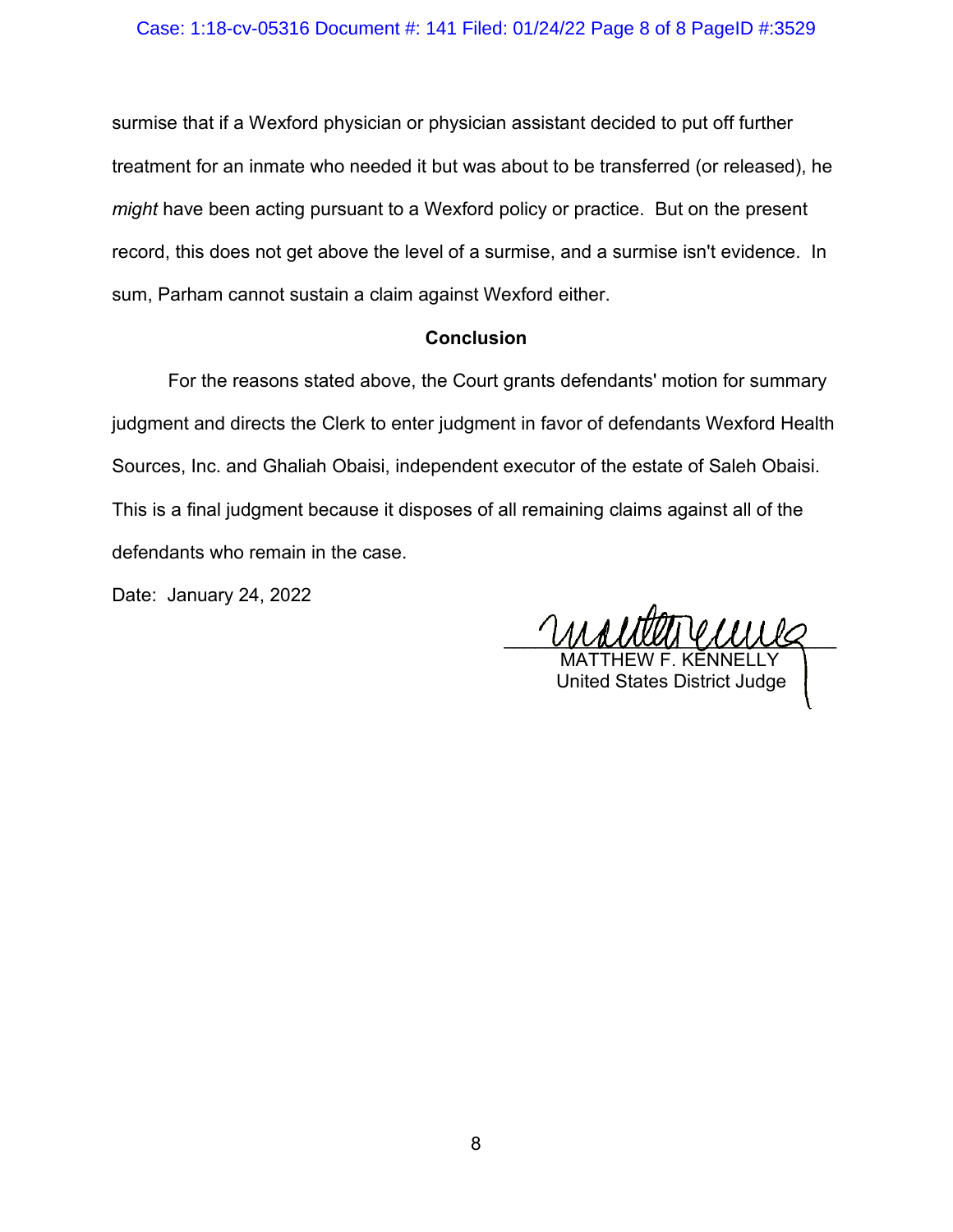surmise that if a Wexford physician or physician assistant decided to put off further treatment for an inmate who needed it but was about to be transferred (or released), he *might* have been acting pursuant to a Wexford policy or practice. But on the present record, this does not get above the level of a surmise, and a surmise isn't evidence. In sum, Parham cannot sustain a claim against Wexford either.

**Conclusion**

For the reasons stated above, the Court grants defendants' motion for summary judgment and directs the Clerk to enter judgment in favor of defendants Wexford Health Sources, Inc. and Ghaliah Obaisi, independent executor of the estate of Saleh Obaisi. This is a final judgment because it disposes of all remaining claims against all of the defendants who remain in the case.

Date: January 24, 2022

MATTHEW F. KENNELLY
United States District Judge